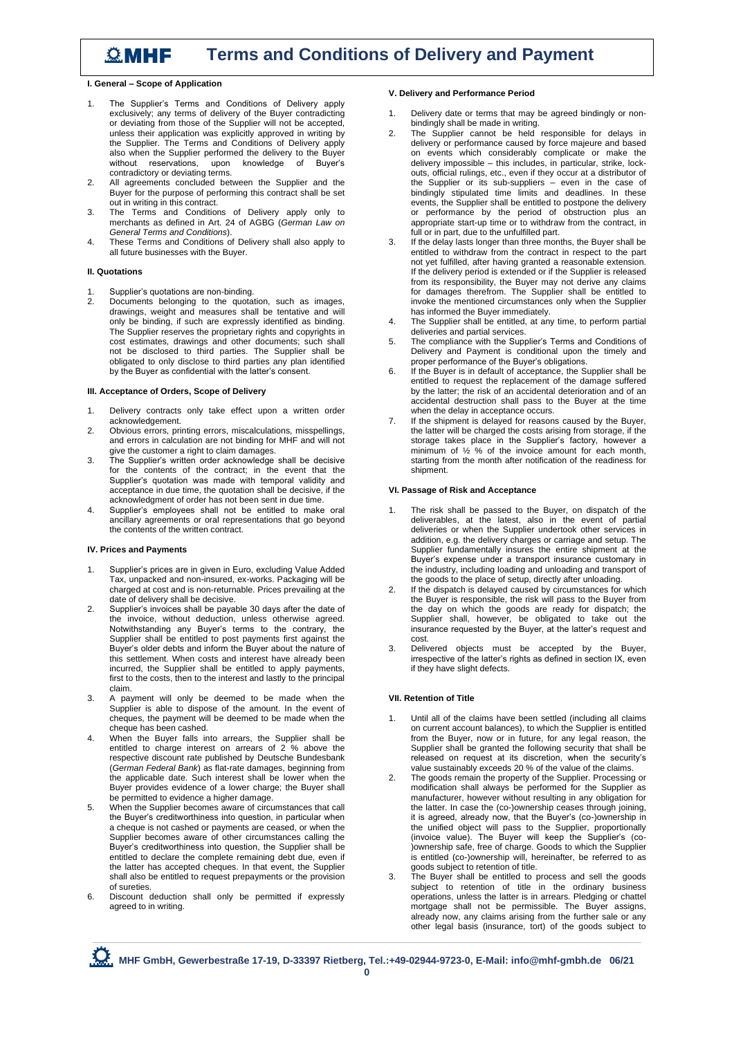# Terms and Conditions of Delivery and Payment

## I. General – Scope of Application

1. The Supplier's Terms and Conditions of Delivery apply exclusively; any terms of delivery of the Buyer contradicting or deviating from those of the Supplier will not be accepted, unless their application was explicitly approved in writing by the Supplier. The Terms and Conditions of Delivery apply also when the Supplier performed the delivery to the Buyer without reservations, upon knowledge of Buyer's contradictory or deviating terms.
2. All agreements concluded between the Supplier and the Buyer for the purpose of performing this contract shall be set out in writing in this contract.
3. The Terms and Conditions of Delivery apply only to merchants as defined in Art. 24 of AGBG (*German Law on General Terms and Conditions*).
4. These Terms and Conditions of Delivery shall also apply to all future businesses with the Buyer.

## II. Quotations

1. Supplier's quotations are non-binding.
2. Documents belonging to the quotation, such as images, drawings, weight and measures shall be tentative and will only be binding, if such are expressly identified as binding. The Supplier reserves the proprietary rights and copyrights in cost estimates, drawings and other documents; such shall not be disclosed to third parties. The Supplier shall be obligated to only disclose to third parties any plan identified by the Buyer as confidential with the latter's consent.

## III. Acceptance of Orders, Scope of Delivery

1. Delivery contracts only take effect upon a written order acknowledgement.
2. Obvious errors, printing errors, miscalculations, misspellings, and errors in calculation are not binding for MHF and will not give the customer a right to claim damages.
3. The Supplier's written order acknowledge shall be decisive for the contents of the contract; in the event that the Supplier's quotation was made with temporal validity and acceptance in due time, the quotation shall be decisive, if the acknowledgment of order has not been sent in due time.
4. Supplier's employees shall not be entitled to make oral ancillary agreements or oral representations that go beyond the contents of the written contract.

## IV. Prices and Payments

1. Supplier's prices are in given in Euro, excluding Value Added Tax, unpacked and non-insured, ex-works. Packaging will be charged at cost and is non-returnable. Prices prevailing at the date of delivery shall be decisive.
2. Supplier's invoices shall be payable 30 days after the date of the invoice, without deduction, unless otherwise agreed. Notwithstanding any Buyer's terms to the contrary, the Supplier shall be entitled to post payments first against the Buyer's older debts and inform the Buyer about the nature of this settlement. When costs and interest have already been incurred, the Supplier shall be entitled to apply payments, first to the costs, then to the interest and lastly to the principal claim.
3. A payment will only be deemed to be made when the Supplier is able to dispose of the amount. In the event of cheques, the payment will be deemed to be made when the cheque has been cashed.
4. When the Buyer falls into arrears, the Supplier shall be entitled to charge interest on arrears of 2 % above the respective discount rate published by Deutsche Bundesbank (*German Federal Bank*) as flat-rate damages, beginning from the applicable date. Such interest shall be lower when the Buyer provides evidence of a lower charge; the Buyer shall be permitted to evidence a higher damage.
5. When the Supplier becomes aware of circumstances that call the Buyer's creditworthiness into question, in particular when a cheque is not cashed or payments are ceased, or when the Supplier becomes aware of other circumstances calling the Buyer's creditworthiness into question, the Supplier shall be entitled to declare the complete remaining debt due, even if the latter has accepted cheques. In that event, the Supplier shall also be entitled to request prepayments or the provision of sureties.
6. Discount deduction shall only be permitted if expressly agreed to in writing.

## V. Delivery and Performance Period

1. Delivery date or terms that may be agreed bindingly or non-bindingly shall be made in writing.
2. The Supplier cannot be held responsible for delays in delivery or performance caused by force majeure and based on events which considerably complicate or make the delivery impossible – this includes, in particular, strike, lock-outs, official rulings, etc., even if they occur at a distributor of the Supplier or its sub-suppliers – even in the case of bindingly stipulated time limits and deadlines. In these events, the Supplier shall be entitled to postpone the delivery or performance by the period of obstruction plus an appropriate start-up time or to withdraw from the contract, in full or in part, due to the unfulfilled part.
3. If the delay lasts longer than three months, the Buyer shall be entitled to withdraw from the contract in respect to the part not yet fulfilled, after having granted a reasonable extension. If the delivery period is extended or if the Supplier is released from its responsibility, the Buyer may not derive any claims for damages therefrom. The Supplier shall be entitled to invoke the mentioned circumstances only when the Supplier has informed the Buyer immediately.
4. The Supplier shall be entitled, at any time, to perform partial deliveries and partial services.
5. The compliance with the Supplier's Terms and Conditions of Delivery and Payment is conditional upon the timely and proper performance of the Buyer's obligations.
6. If the Buyer is in default of acceptance, the Supplier shall be entitled to request the replacement of the damage suffered by the latter; the risk of an accidental deterioration and of an accidental destruction shall pass to the Buyer at the time when the delay in acceptance occurs.
7. If the shipment is delayed for reasons caused by the Buyer, the latter will be charged the costs arising from storage, if the storage takes place in the Supplier's factory, however a minimum of ½ % of the invoice amount for each month, starting from the month after notification of the readiness for shipment.

## VI. Passage of Risk and Acceptance

1. The risk shall be passed to the Buyer, on dispatch of the deliverables, at the latest, also in the event of partial deliveries or when the Supplier undertook other services in addition, e.g. the delivery charges or carriage and setup. The Supplier fundamentally insures the entire shipment at the Buyer's expense under a transport insurance customary in the industry, including loading and unloading and transport of the goods to the place of setup, directly after unloading.
2. If the dispatch is delayed caused by circumstances for which the Buyer is responsible, the risk will pass to the Buyer from the day on which the goods are ready for dispatch; the Supplier shall, however, be obligated to take out the insurance requested by the Buyer, at the latter's request and cost.
3. Delivered objects must be accepted by the Buyer, irrespective of the latter's rights as defined in section IX, even if they have slight defects.

## VII. Retention of Title

1. Until all of the claims have been settled (including all claims on current account balances), to which the Supplier is entitled from the Buyer, now or in future, for any legal reason, the Supplier shall be granted the following security that shall be released on request at its discretion, when the security's value sustainably exceeds 20 % of the value of the claims.
2. The goods remain the property of the Supplier. Processing or modification shall always be performed for the Supplier as manufacturer, however without resulting in any obligation for the latter. In case the (co-)ownership ceases through joining, it is agreed, already now, that the Buyer's (co-)ownership in the unified object will pass to the Supplier, proportionally (invoice value). The Buyer will keep the Supplier's (co-)ownership safe, free of charge. Goods to which the Supplier is entitled (co-)ownership will, hereinafter, be referred to as goods subject to retention of title.
3. The Buyer shall be entitled to process and sell the goods subject to retention of title in the ordinary business operations, unless the latter is in arrears. Pledging or chattel mortgage shall not be permissible. The Buyer assigns, already now, any claims arising from the further sale or any other legal basis (insurance, tort) of the goods subject to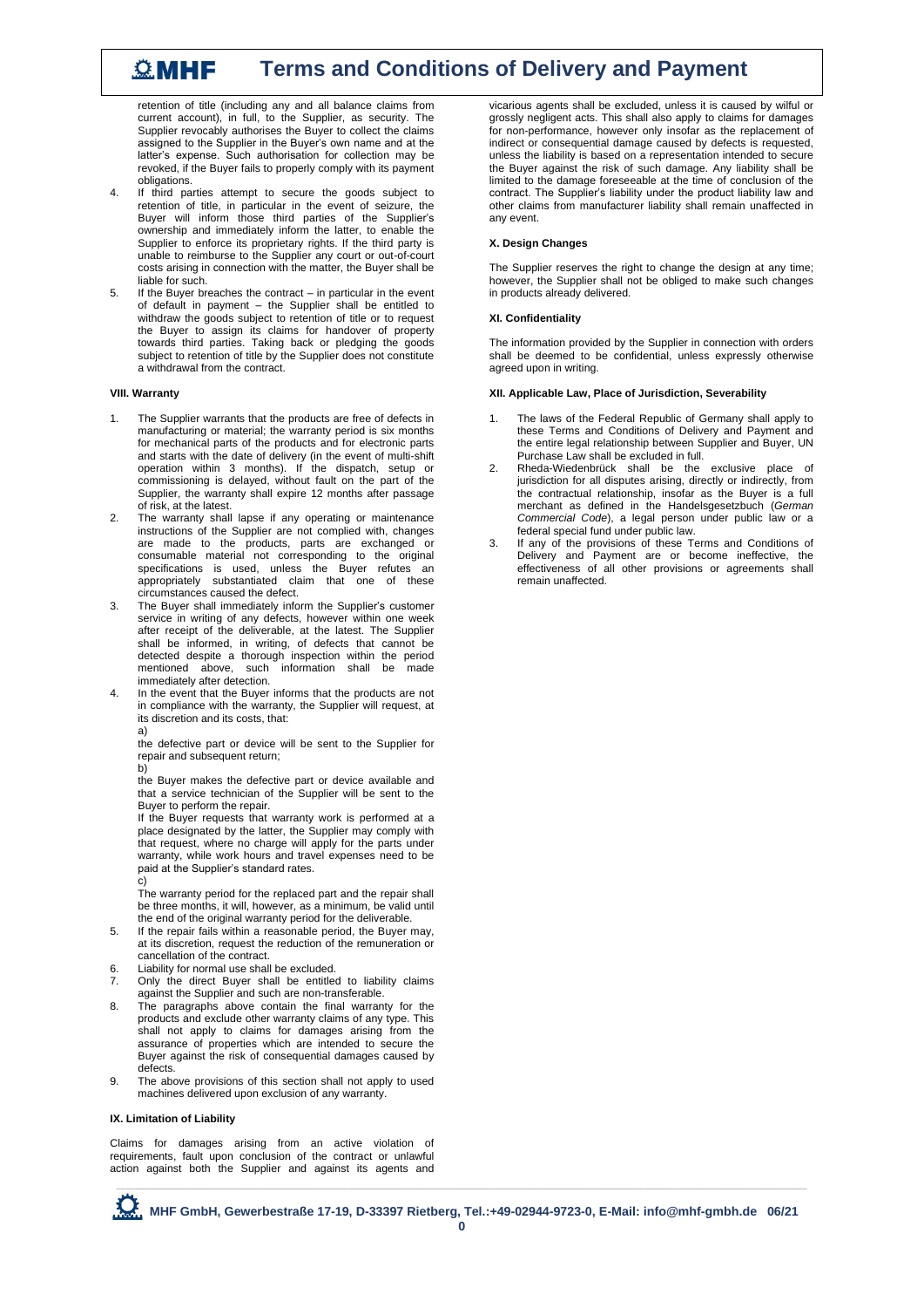retention of title (including any and all balance claims from current account), in full, to the Supplier, as security. The Supplier revocably authorises the Buyer to collect the claims assigned to the Supplier in the Buyer's own name and at the latter's expense. Such authorisation for collection may be revoked, if the Buyer fails to properly comply with its payment obligations.

4. If third parties attempt to secure the goods subject to retention of title, in particular in the event of seizure, the Buyer will inform those third parties of the Supplier's ownership and immediately inform the latter, to enable the Supplier to enforce its proprietary rights. If the third party is unable to reimburse to the Supplier any court or out-of-court costs arising in connection with the matter, the Buyer shall be liable for such.
5. If the Buyer breaches the contract – in particular in the event of default in payment – the Supplier shall be entitled to withdraw the goods subject to retention of title or to request the Buyer to assign its claims for handover of property towards third parties. Taking back or pledging the goods subject to retention of title by the Supplier does not constitute a withdrawal from the contract.

#### VIII. Warranty

1. The Supplier warrants that the products are free of defects in manufacturing or material; the warranty period is six months for mechanical parts of the products and for electronic parts and starts with the date of delivery (in the event of multi-shift operation within 3 months). If the dispatch, setup or commissioning is delayed, without fault on the part of the Supplier, the warranty shall expire 12 months after passage of risk, at the latest.
2. The warranty shall lapse if any operating or maintenance instructions of the Supplier are not complied with, changes are made to the products, parts are exchanged or consumable material not corresponding to the original specifications is used, unless the Buyer refutes an appropriately substantiated claim that one of these circumstances caused the defect.
3. The Buyer shall immediately inform the Supplier's customer service in writing of any defects, however within one week after receipt of the deliverable, at the latest. The Supplier shall be informed, in writing, of defects that cannot be detected despite a thorough inspection within the period mentioned above, such information shall be made immediately after detection.
4. In the event that the Buyer informs that the products are not in compliance with the warranty, the Supplier will request, at its discretion and its costs, that:

   a)

   the defective part or device will be sent to the Supplier for repair and subsequent return;

   b)

   the Buyer makes the defective part or device available and that a service technician of the Supplier will be sent to the Buyer to perform the repair.

   If the Buyer requests that warranty work is performed at a place designated by the latter, the Supplier may comply with that request, where no charge will apply for the parts under warranty, while work hours and travel expenses need to be paid at the Supplier's standard rates.

   c)

   The warranty period for the replaced part and the repair shall be three months, it will, however, as a minimum, be valid until the end of the original warranty period for the deliverable.
5. If the repair fails within a reasonable period, the Buyer may, at its discretion, request the reduction of the remuneration or cancellation of the contract.
6. Liability for normal use shall be excluded.
7. Only the direct Buyer shall be entitled to liability claims against the Supplier and such are non-transferable.
8. The paragraphs above contain the final warranty for the products and exclude other warranty claims of any type. This shall not apply to claims for damages arising from the assurance of properties which are intended to secure the Buyer against the risk of consequential damages caused by defects.
9. The above provisions of this section shall not apply to used machines delivered upon exclusion of any warranty.

#### IX. Limitation of Liability

Claims for damages arising from an active violation of requirements, fault upon conclusion of the contract or unlawful action against both the Supplier and against its agents and vicarious agents shall be excluded, unless it is caused by wilful or grossly negligent acts. This shall also apply to claims for damages for non-performance, however only insofar as the replacement of indirect or consequential damage caused by defects is requested, unless the liability is based on a representation intended to secure the Buyer against the risk of such damage. Any liability shall be limited to the damage foreseeable at the time of conclusion of the contract. The Supplier's liability under the product liability law and other claims from manufacturer liability shall remain unaffected in any event.

#### X. Design Changes

The Supplier reserves the right to change the design at any time; however, the Supplier shall not be obliged to make such changes in products already delivered.

#### XI. Confidentiality

The information provided by the Supplier in connection with orders shall be deemed to be confidential, unless expressly otherwise agreed upon in writing.

#### XII. Applicable Law, Place of Jurisdiction, Severability

1. The laws of the Federal Republic of Germany shall apply to these Terms and Conditions of Delivery and Payment and the entire legal relationship between Supplier and Buyer, UN Purchase Law shall be excluded in full.
2. Rheda-Wiedenbrück shall be the exclusive place of jurisdiction for all disputes arising, directly or indirectly, from the contractual relationship, insofar as the Buyer is a full merchant as defined in the Handelsgesetzbuch (*German Commercial Code*), a legal person under public law or a federal special fund under public law.
3. If any of the provisions of these Terms and Conditions of Delivery and Payment are or become ineffective, the effectiveness of all other provisions or agreements shall remain unaffected.